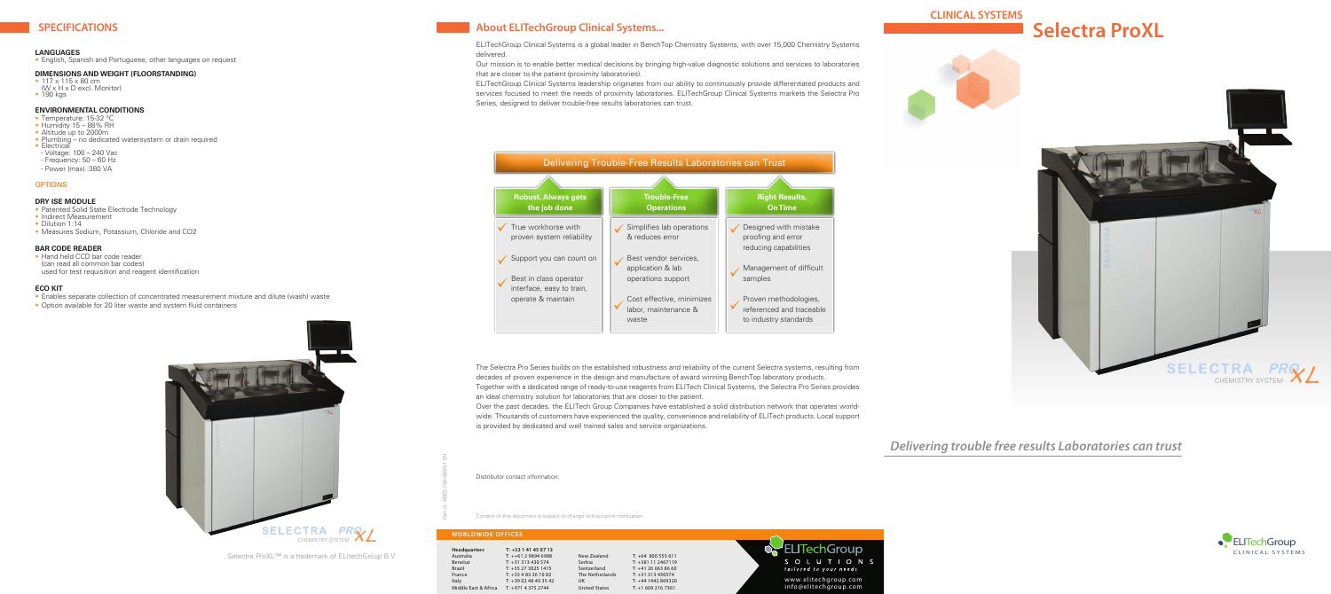## SPECIFICATIONS

### LANGUAGES

- English, Spanish and Portuguese, other languages on request

### DIMENSIONS AND WEIGHT (FLOORSTANDING)

- 117 x 115 x 80 cm
  (W x H x D excl. Monitor)
- 190 kgs

### ENVIRONMENTAL CONDITIONS

- Temperature: 15-32 °C
- Humidity 15 – 88% RH
- Altitude up to 2000m
- Plumbing – no dedicated watersystem or drain required
- Electrical
  - Voltage: 100 – 240 Vac
  - Frequency: 50 – 60 Hz
  - Power (max) :380 VA

### OPTIONS

### DRY ISE MODULE

- Patented Solid State Electrode Technology
- Indirect Measurement
- Dilution 1:14
- Measures Sodium, Potassium, Chloride and CO2

### BAR CODE READER

- Hand held CCD bar code reader
  (can read all common bar codes)
  used for test requisition and reagent identification

### ECO KIT

- Enables separate collection of concentrated measurement mixture and dilute (wash) waste
- Option available for 20 liter waste and system fluid containers

SELECTRA PRO XL CHEMISTRY SYSTEM

Selectra ProXL™ is a trademark of ELItechGroup B.V

## About ELITechGroup Clinical Systems...

ELITechGroup Clinical Systems is a global leader in BenchTop Chemistry Systems, with over 15,000 Chemistry Systems delivered.

Our mission is to enable better medical decisions by bringing high-value diagnostic solutions and services to laboratories that are closer to the patient (proximity laboratories).

ELITechGroup Clinical Systems leadership originates from our ability to continuously provide differentiated products and services focused to meet the needs of proximity laboratories. ELITechGroup Clinical Systems markets the Selectra Pro Series, designed to deliver trouble-free results laboratories can trust.

### Delivering Trouble-Free Results Laboratories can Trust

| Robust, Always gets the job done | Trouble-Free Operations | Right Results, On Time |
|---|---|---|
| ✓ True workhorse with proven system reliability | ✓ Simplifies lab operations & reduces error | ✓ Designed with mistake proofing and error reducing capabilities |
| ✓ Support you can count on | ✓ Best vendor services, application & lab operations support | ✓ Management of difficult samples |
| ✓ Best in class operator interface, easy to train, operate & maintain | ✓ Cost effective, minimizes labor, maintenance & waste | ✓ Proven methodologies, referenced and traceable to industry standards |

The Selectra Pro Series builds on the established robustness and reliability of the current Selectra systems, resulting from decades of proven experience in the design and manufacture of award winning BenchTop laboratory products.

Together with a dedicated range of ready-to-use reagents from ELITech Clinical Systems, the Selectra Pro Series provides an ideal chemistry solution for laboratories that are closer to the patient.

Over the past decades, the ELITech Group Companies have established a solid distribution network that operates worldwide. Thousands of customers have experienced the quality, convenience and reliability of ELITech products. Local support is provided by dedicated and well trained sales and service organizations.

Distributor contact information:

Content of this document is subject to change without prior notification

Part nr. 6002-700-4001 EN

### WORLDWIDE OFFICES

| | | | |
|---|---|---|---|
| **Headquarters** | **T: +33 1 41 45 07 13** | New Zealand | T: +64 800 555 611 |
| Australia | T: ++61 2 9894 6988 | Serbia | T: +381 11 2467119 |
| Benelux | T: +31 313 430 574 | Switzerland | T: +41 26 663 86 60 |
| Brazil | T: +55 27 3025 1415 | The Netherlands | T: +31 313 430574 |
| France | T: +33 4 83 36 10 82 | UK | T: +44 1442 869320 |
| Italy | T: +39 02 48 40 35 42 | United States | T: +1 609 216 7361 |
| Middle East & Africa | T: +971 4 375 2744 | | |

ELITechGroup SOLUTIONS tailored to your needs

www.elitechgroup.com
info@elitechgroup.com

## CLINICAL SYSTEMS

# Selectra ProXL

SELECTRA PRO XL CHEMISTRY SYSTEM

*Delivering trouble free results Laboratories can trust*

ELITechGroup CLINICAL SYSTEMS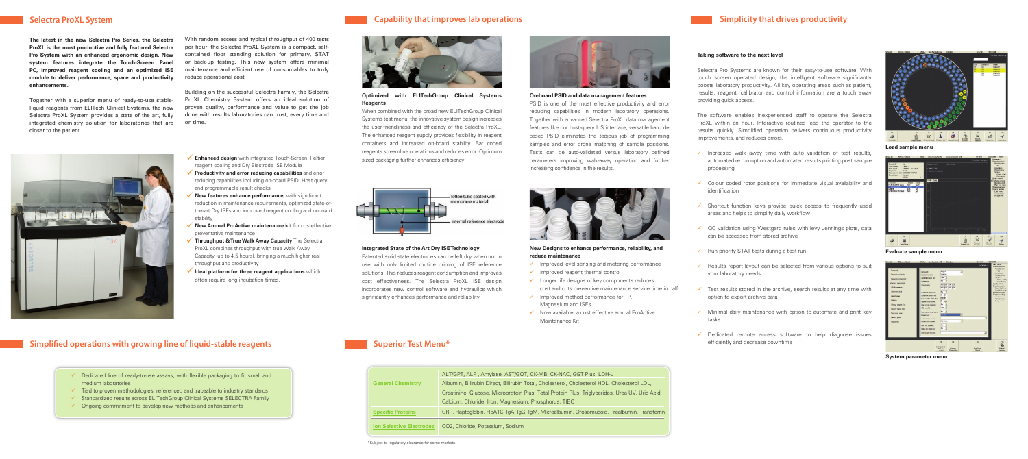## Selectra ProXL System

**The latest in the new Selectra Pro Series, the Selectra ProXL is the most productive and fully featured Selectra Pro System with an enhanced ergonomic design. New system features integrate the Touch-Screen Panel PC, improved reagent cooling and an optimized ISE module to deliver performance, space and productivity enhancements.**

Together with a superior menu of ready-to-use stable-liquid reagents from ELITech Clinical Systems, the new Selectra ProXL System provides a state of the art, fully integrated chemistry solution for laboratories that are closer to the patient.

With random access and typical throughput of 400 tests per hour, the Selectra ProXL System is a compact, self-contained floor standing solution for primary, STAT or back-up testing. This new system offers minimal maintenance and efficient use of consumables to truly reduce operational cost.

Building on the successful Selectra Family, the Selectra ProXL Chemistry System offers an ideal solution of proven quality, performance and value to get the job done with results laboratories can trust, every time and on time.

- ✓ **Enhanced design** with integrated Touch-Screen, Peltier reagent cooling and Dry Electrode ISE Module
- ✓ **Productivity and error reducing capabilities** and error reducing capabilities including on-board PSID, Host query and programmable result checks
- ✓ **New features enhance performance,** with significant reduction in maintenance requirements, optimized state-of-the-art Dry ISEs and improved reagent cooling and onboard stability
- ✓ **New Annual ProActive maintenance kit** for costeffective preventative maintenance
- ✓ **Throughput & True Walk Away Capacity** The Selectra ProXL combines throughput with true Walk Away Capacity (up to 4.5 hours), bringing a much higher real throughput and productivity
- ✓ **Ideal platform for three reagent applications** which often require long incubation times.

## Simplified operations with growing line of liquid-stable reagents

- ✓ Dedicated line of ready-to-use assays, with flexible packaging to fit small and medium laboratories
- ✓ Tied to proven methodologies, referenced and traceable to industry standards
- ✓ Standardized results across ELITechGroup Clinical Systems SELECTRA Family
- ✓ Ongoing commitment to develop new methods and enhancements

## Capability that improves lab operations

### Optimized with ELITechGroup Clinical Systems Reagents

When combined with the broad new ELITechGroup Clinical Systems test menu, the innovative system design increases the user-friendliness and efficiency of the Selectra ProXL. The enhanced reagent supply provides flexibility in reagent containers and increased on-board stability. Bar coded reagents streamline operations and reduces error. Optimum sized packaging further enhances efficiency.

Teflon tube coated with membrane material

Internal reference electrode

### Integrated State of the Art Dry ISE Technology

Patented solid state electrodes can be left dry when not in use with only limited routine priming of ISE reference solutions. This reduces reagent consumption and improves cost effectiveness. The Selectra ProXL ISE design incorporates new control software and hydraulics which significantly enhances performance and reliability.

### On-board PSID and data management features

PSID is one of the most effective productivity and error reducing capabilities in modern laboratory operations. Together with advanced Selectra ProXL data management features like our host-query LIS interface, versatile barcode based PSID eliminates the tedious job of programming samples and error prone matching of sample positions. Tests can be auto-validated versus laboratory defined parameters improving walk-away operation and further increasing confidence in the results.

### New Designs to enhance performance, reliability, and reduce maintenance

- ✓ Improved level sensing and metering performance
- ✓ Improved reagent thermal control
- ✓ Longer life designs of key components reduces cost and cuts preventive maintenance service time in half
- ✓ Improved method performance for TP, Magnesium and ISEs
- ✓ Now available, a cost effective annual ProActive Maintenance Kit

## Superior Test Menu*

| | |
|---|---|
| **General Chemistry** | ALT/GPT, ALP, Amylase, AST/GOT, CK-MB, CK-NAC, GGT Plus, LDH-L<br>Albumin, Bilirubin Direct, Bilirubin Total, Cholesterol, Cholesterol HDL, Cholesterol LDL,<br>Creatinine, Glucose, Microprotein Plus, Total Protein Plus, Triglycerides, Urea UV, Uric Acid<br>Calcium, Chloride, Iron, Magnesium, Phosphorus, TIBC |
| **Specific Proteins** | CRP, Haptoglobin, HbA1C, IgA, IgG, IgM, Microalbumin, Orosomucoid, Prealburnin, Transferrin |
| **Ion Selective Electrodes** | $CO_2$, Chloride, Potassium, Sodium |

*Subject to regulatory clearance for some markets.

## Simplicity that drives productivity

### Taking software to the next level

Selectra Pro Systems are known for their easy-to-use software. With touch screen operated design, the intelligent software significantly boosts laboratory productivity. All key operating areas such as patient, results, reagent, calibrator and control information are a touch away providing quick access.

The software enables inexperienced staff to operate the Selectra ProXL within an hour. Interactive routines lead the operator to the results quickly. Simplified operation delivers continuous productivity improvements, and reduces errors.

- ✓ Increased walk away time with auto validation of test results, automated re run option and automated results printing post sample processing
- ✓ Colour coded rotor positions for immediate visual availability and identification
- ✓ Shortcut function keys provide quick access to frequently used areas and helps to simplify daily workflow
- ✓ QC validation using Westgard rules with levy Jennings plots, data can be accessed from stored archive
- ✓ Run priority STAT tests during a test run
- ✓ Results report layout can be selected from various options to suit your laboratory needs
- ✓ Test results stored in the archive, search results at any time with option to export archive data
- ✓ Minimal daily maintenance with option to automate and print key tasks
- ✓ Dedicated remote access software to help diagnose issues efficiently and decrease downtime

**Load sample menu**

**Evaluate sample menu**

**System parameter menu**